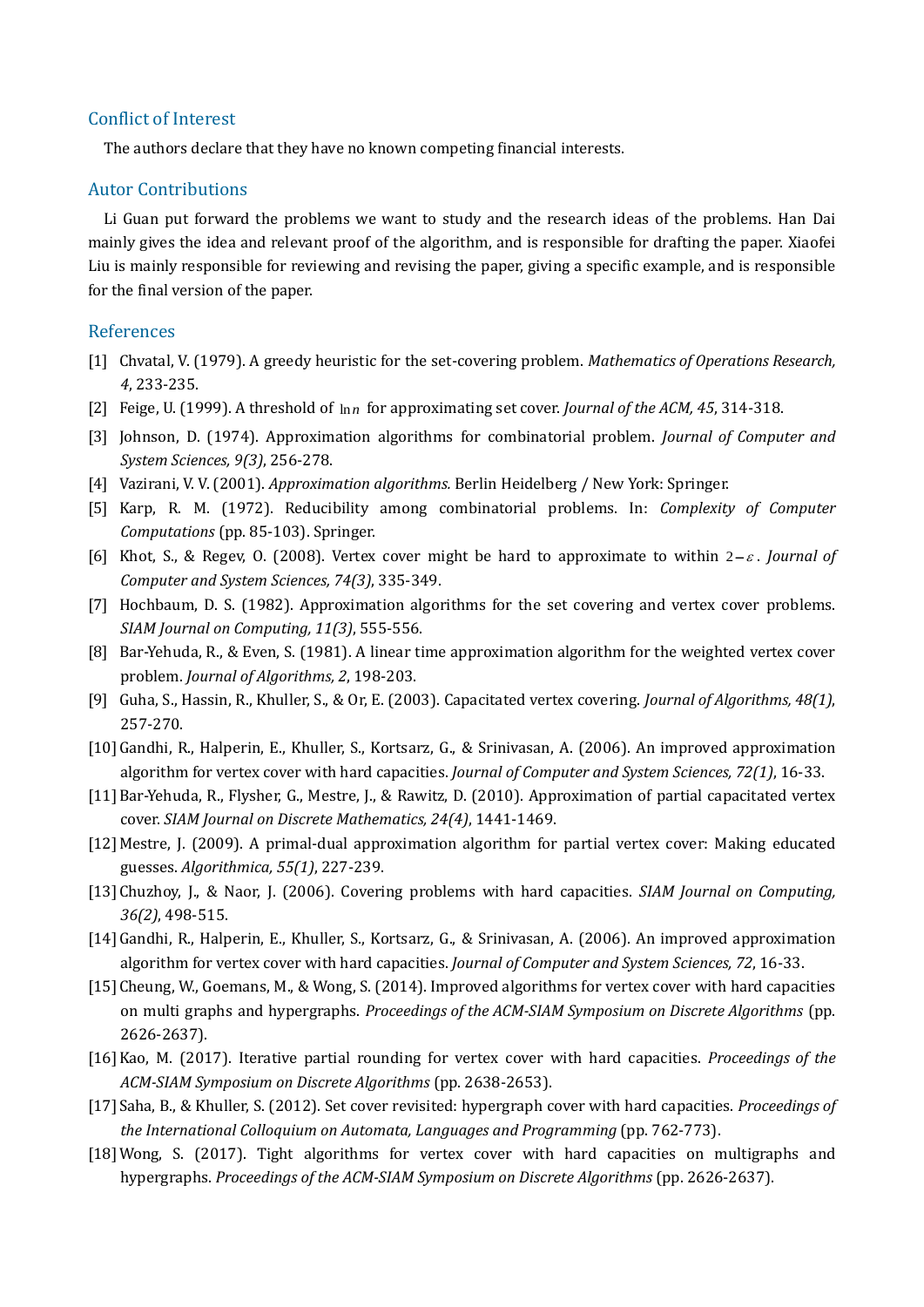## Conflict of Interest

The authors declare that they have no known competing financial interests.

## Autor Contributions

Li Guan put forward the problems we want to study and the research ideas of the problems. Han Dai mainly gives the idea and relevant proof of the algorithm, and is responsible for drafting the paper. Xiaofei Liu is mainly responsible for reviewing and revising the paper, giving a specific example, and is responsible for the final version of the paper.

## References

[1] Chvatal, V. (1979). A greedy heuristic for the set-covering problem. *Mathematics of Operations Research, 4*, 233-235.

[2] Feige, U. (1999). A threshold of $\ln n$ for approximating set cover. *Journal of the ACM, 45*, 314-318.

[3] Johnson, D. (1974). Approximation algorithms for combinatorial problem. *Journal of Computer and System Sciences, 9(3)*, 256-278.

[4] Vazirani, V. V. (2001). *Approximation algorithms.* Berlin Heidelberg / New York: Springer.

[5] Karp, R. M. (1972). Reducibility among combinatorial problems. In: *Complexity of Computer Computations* (pp. 85-103). Springer.

[6] Khot, S., & Regev, O. (2008). Vertex cover might be hard to approximate to within $2-\varepsilon$. *Journal of Computer and System Sciences, 74(3)*, 335-349.

[7] Hochbaum, D. S. (1982). Approximation algorithms for the set covering and vertex cover problems. *SIAM Journal on Computing, 11(3)*, 555-556.

[8] Bar-Yehuda, R., & Even, S. (1981). A linear time approximation algorithm for the weighted vertex cover problem. *Journal of Algorithms, 2*, 198-203.

[9] Guha, S., Hassin, R., Khuller, S., & Or, E. (2003). Capacitated vertex covering. *Journal of Algorithms, 48(1)*, 257-270.

[10] Gandhi, R., Halperin, E., Khuller, S., Kortsarz, G., & Srinivasan, A. (2006). An improved approximation algorithm for vertex cover with hard capacities. *Journal of Computer and System Sciences, 72(1)*, 16-33.

[11] Bar-Yehuda, R., Flysher, G., Mestre, J., & Rawitz, D. (2010). Approximation of partial capacitated vertex cover. *SIAM Journal on Discrete Mathematics, 24(4)*, 1441-1469.

[12] Mestre, J. (2009). A primal-dual approximation algorithm for partial vertex cover: Making educated guesses. *Algorithmica, 55(1)*, 227-239.

[13] Chuzhoy, J., & Naor, J. (2006). Covering problems with hard capacities. *SIAM Journal on Computing, 36(2)*, 498-515.

[14] Gandhi, R., Halperin, E., Khuller, S., Kortsarz, G., & Srinivasan, A. (2006). An improved approximation algorithm for vertex cover with hard capacities. *Journal of Computer and System Sciences, 72*, 16-33.

[15] Cheung, W., Goemans, M., & Wong, S. (2014). Improved algorithms for vertex cover with hard capacities on multi graphs and hypergraphs. *Proceedings of the ACM-SIAM Symposium on Discrete Algorithms* (pp. 2626-2637).

[16] Kao, M. (2017). Iterative partial rounding for vertex cover with hard capacities. *Proceedings of the ACM-SIAM Symposium on Discrete Algorithms* (pp. 2638-2653).

[17] Saha, B., & Khuller, S. (2012). Set cover revisited: hypergraph cover with hard capacities. *Proceedings of the International Colloquium on Automata, Languages and Programming* (pp. 762-773).

[18] Wong, S. (2017). Tight algorithms for vertex cover with hard capacities on multigraphs and hypergraphs. *Proceedings of the ACM-SIAM Symposium on Discrete Algorithms* (pp. 2626-2637).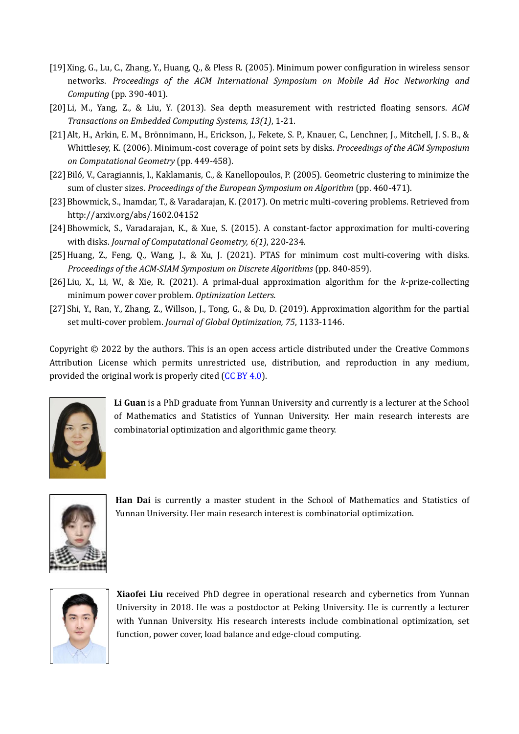[19] Xing, G., Lu, C., Zhang, Y., Huang, Q., & Pless R. (2005). Minimum power configuration in wireless sensor networks. *Proceedings of the ACM International Symposium on Mobile Ad Hoc Networking and Computing* (pp. 390-401).

[20] Li, M., Yang, Z., & Liu, Y. (2013). Sea depth measurement with restricted floating sensors. *ACM Transactions on Embedded Computing Systems, 13(1)*, 1-21.

[21] Alt, H., Arkin, E. M., Brönnimann, H., Erickson, J., Fekete, S. P., Knauer, C., Lenchner, J., Mitchell, J. S. B., & Whittlesey, K. (2006). Minimum-cost coverage of point sets by disks. *Proceedings of the ACM Symposium on Computational Geometry* (pp. 449-458).

[22] Biló, V., Caragiannis, I., Kaklamanis, C., & Kanellopoulos, P. (2005). Geometric clustering to minimize the sum of cluster sizes. *Proceedings of the European Symposium on Algorithm* (pp. 460-471).

[23] Bhowmick, S., Inamdar, T., & Varadarajan, K. (2017). On metric multi-covering problems. Retrieved from http://arxiv.org/abs/1602.04152

[24] Bhowmick, S., Varadarajan, K., & Xue, S. (2015). A constant-factor approximation for multi-covering with disks. *Journal of Computational Geometry, 6(1)*, 220-234.

[25] Huang, Z., Feng, Q., Wang, J., & Xu, J. (2021). PTAS for minimum cost multi-covering with disks. *Proceedings of the ACM-SIAM Symposium on Discrete Algorithms* (pp. 840-859).

[26] Liu, X., Li, W., & Xie, R. (2021). A primal-dual approximation algorithm for the $k$-prize-collecting minimum power cover problem. *Optimization Letters.*

[27] Shi, Y., Ran, Y., Zhang, Z., Willson, J., Tong, G., & Du, D. (2019). Approximation algorithm for the partial set multi-cover problem. *Journal of Global Optimization, 75*, 1133-1146.

Copyright © 2022 by the authors. This is an open access article distributed under the Creative Commons Attribution License which permits unrestricted use, distribution, and reproduction in any medium, provided the original work is properly cited (CC BY 4.0).

**Li Guan** is a PhD graduate from Yunnan University and currently is a lecturer at the School of Mathematics and Statistics of Yunnan University. Her main research interests are combinatorial optimization and algorithmic game theory.

**Han Dai** is currently a master student in the School of Mathematics and Statistics of Yunnan University. Her main research interest is combinatorial optimization.

**Xiaofei Liu** received PhD degree in operational research and cybernetics from Yunnan University in 2018. He was a postdoctor at Peking University. He is currently a lecturer with Yunnan University. His research interests include combinational optimization, set function, power cover, load balance and edge-cloud computing.